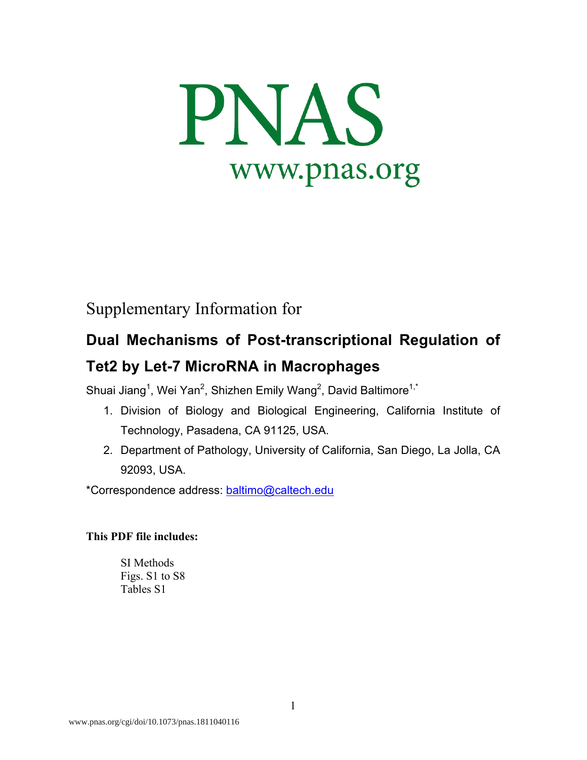# PNAS

www.pnas.org

Supplementary Information for

## Dual Mechanisms of Post-transcriptional Regulation of Tet2 by Let-7 MicroRNA in Macrophages

Shuai Jiang[1], Wei Yan[2], Shizhen Emily Wang[2], David Baltimore[1,*]

1. Division of Biology and Biological Engineering, California Institute of Technology, Pasadena, CA 91125, USA.
2. Department of Pathology, University of California, San Diego, La Jolla, CA 92093, USA.

*Correspondence address: baltimo@caltech.edu

**This PDF file includes:**

SI Methods
Figs. S1 to S8
Tables S1

www.pnas.org/cgi/doi/10.1073/pnas.1811040116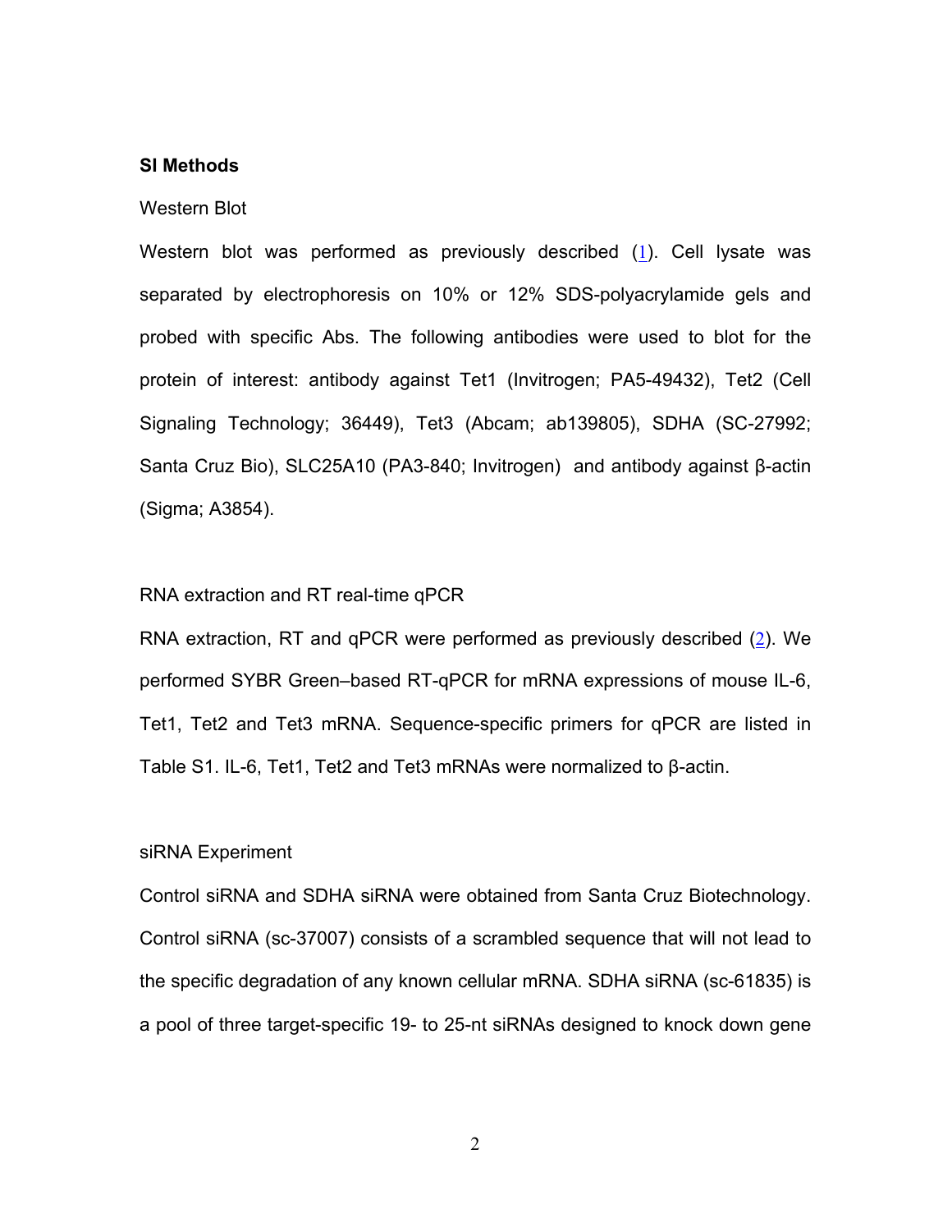**SI Methods**

Western Blot

Western blot was performed as previously described (1). Cell lysate was separated by electrophoresis on 10% or 12% SDS-polyacrylamide gels and probed with specific Abs. The following antibodies were used to blot for the protein of interest: antibody against Tet1 (Invitrogen; PA5-49432), Tet2 (Cell Signaling Technology; 36449), Tet3 (Abcam; ab139805), SDHA (SC-27992; Santa Cruz Bio), SLC25A10 (PA3-840; Invitrogen) and antibody against β-actin (Sigma; A3854).

RNA extraction and RT real-time qPCR

RNA extraction, RT and qPCR were performed as previously described (2). We performed SYBR Green–based RT-qPCR for mRNA expressions of mouse IL-6, Tet1, Tet2 and Tet3 mRNA. Sequence-specific primers for qPCR are listed in Table S1. IL-6, Tet1, Tet2 and Tet3 mRNAs were normalized to β-actin.

siRNA Experiment

Control siRNA and SDHA siRNA were obtained from Santa Cruz Biotechnology. Control siRNA (sc-37007) consists of a scrambled sequence that will not lead to the specific degradation of any known cellular mRNA. SDHA siRNA (sc-61835) is a pool of three target-specific 19- to 25-nt siRNAs designed to knock down gene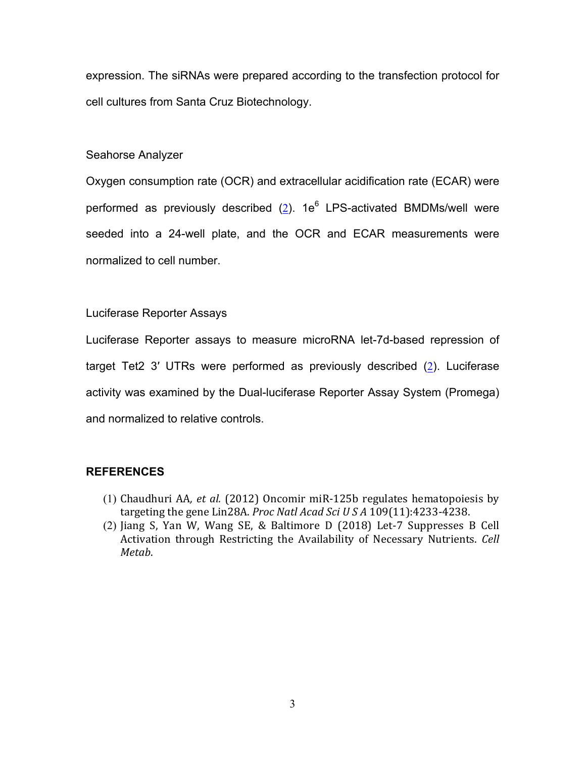expression. The siRNAs were prepared according to the transfection protocol for cell cultures from Santa Cruz Biotechnology.

Seahorse Analyzer

Oxygen consumption rate (OCR) and extracellular acidification rate (ECAR) were performed as previously described (2). $1e^6$ LPS-activated BMDMs/well were seeded into a 24-well plate, and the OCR and ECAR measurements were normalized to cell number.

Luciferase Reporter Assays

Luciferase Reporter assays to measure microRNA let-7d-based repression of target Tet2 3′ UTRs were performed as previously described (2). Luciferase activity was examined by the Dual-luciferase Reporter Assay System (Promega) and normalized to relative controls.

## REFERENCES

(1) Chaudhuri AA, *et al.* (2012) Oncomir miR-125b regulates hematopoiesis by targeting the gene Lin28A. *Proc Natl Acad Sci U S A* 109(11):4233-4238.
(2) Jiang S, Yan W, Wang SE, & Baltimore D (2018) Let-7 Suppresses B Cell Activation through Restricting the Availability of Necessary Nutrients. *Cell Metab*.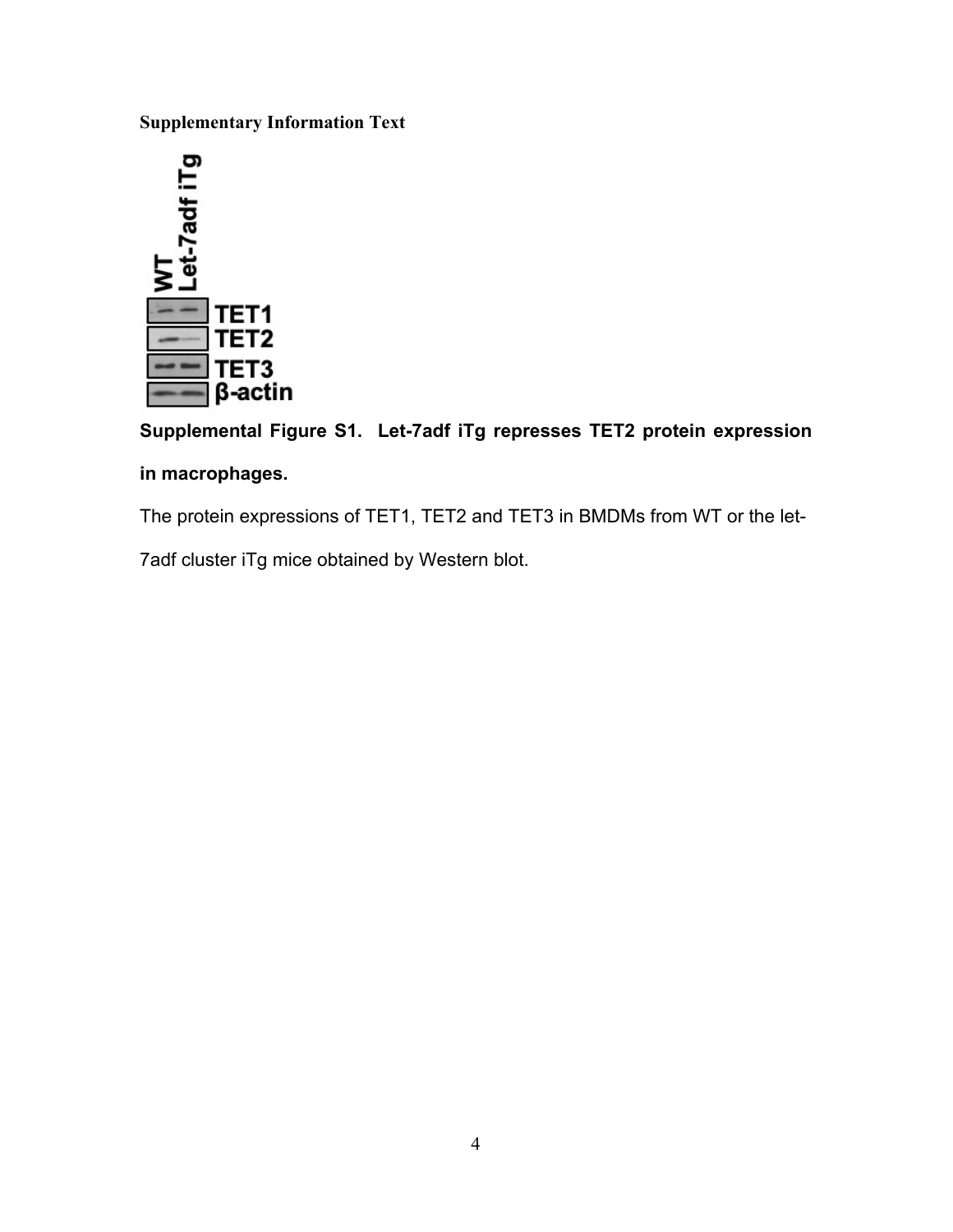**Supplementary Information Text**

**Supplemental Figure S1. Let-7adf iTg represses TET2 protein expression in macrophages.**

The protein expressions of TET1, TET2 and TET3 in BMDMs from WT or the let-7adf cluster iTg mice obtained by Western blot.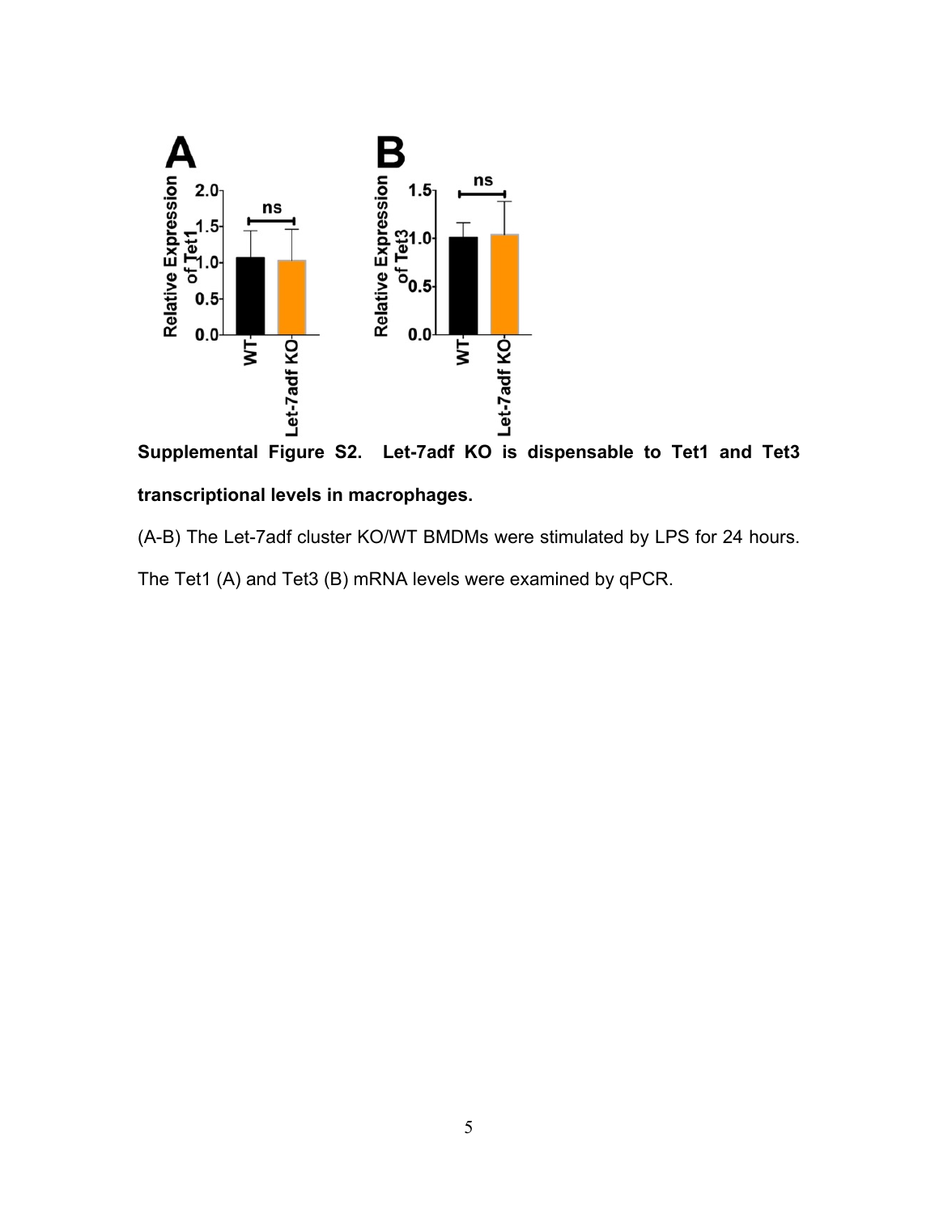**Supplemental Figure S2. Let-7adf KO is dispensable to Tet1 and Tet3 transcriptional levels in macrophages.**

(A-B) The Let-7adf cluster KO/WT BMDMs were stimulated by LPS for 24 hours. The Tet1 (A) and Tet3 (B) mRNA levels were examined by qPCR.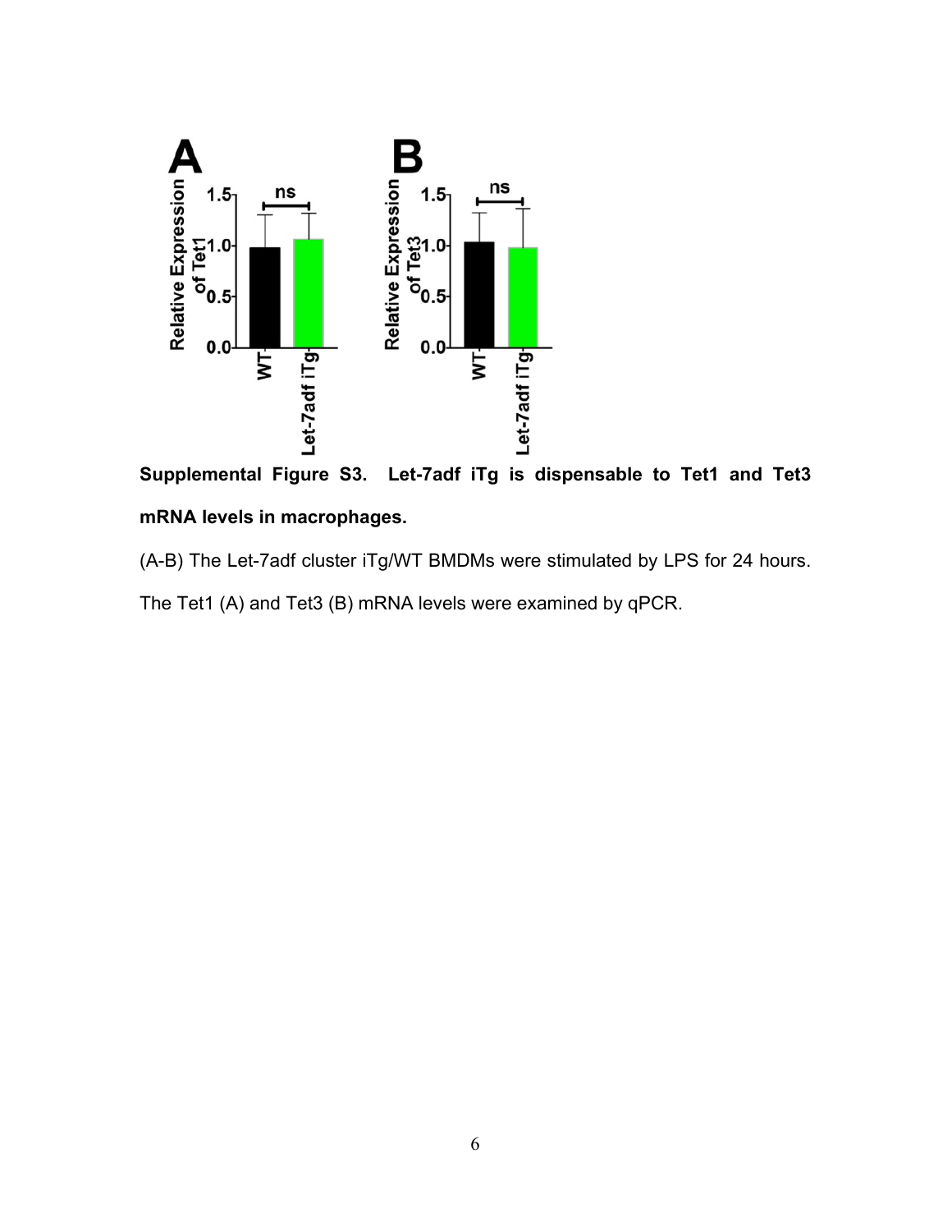**Supplemental Figure S3. Let-7adf iTg is dispensable to Tet1 and Tet3 mRNA levels in macrophages.**

(A-B) The Let-7adf cluster iTg/WT BMDMs were stimulated by LPS for 24 hours. The Tet1 (A) and Tet3 (B) mRNA levels were examined by qPCR.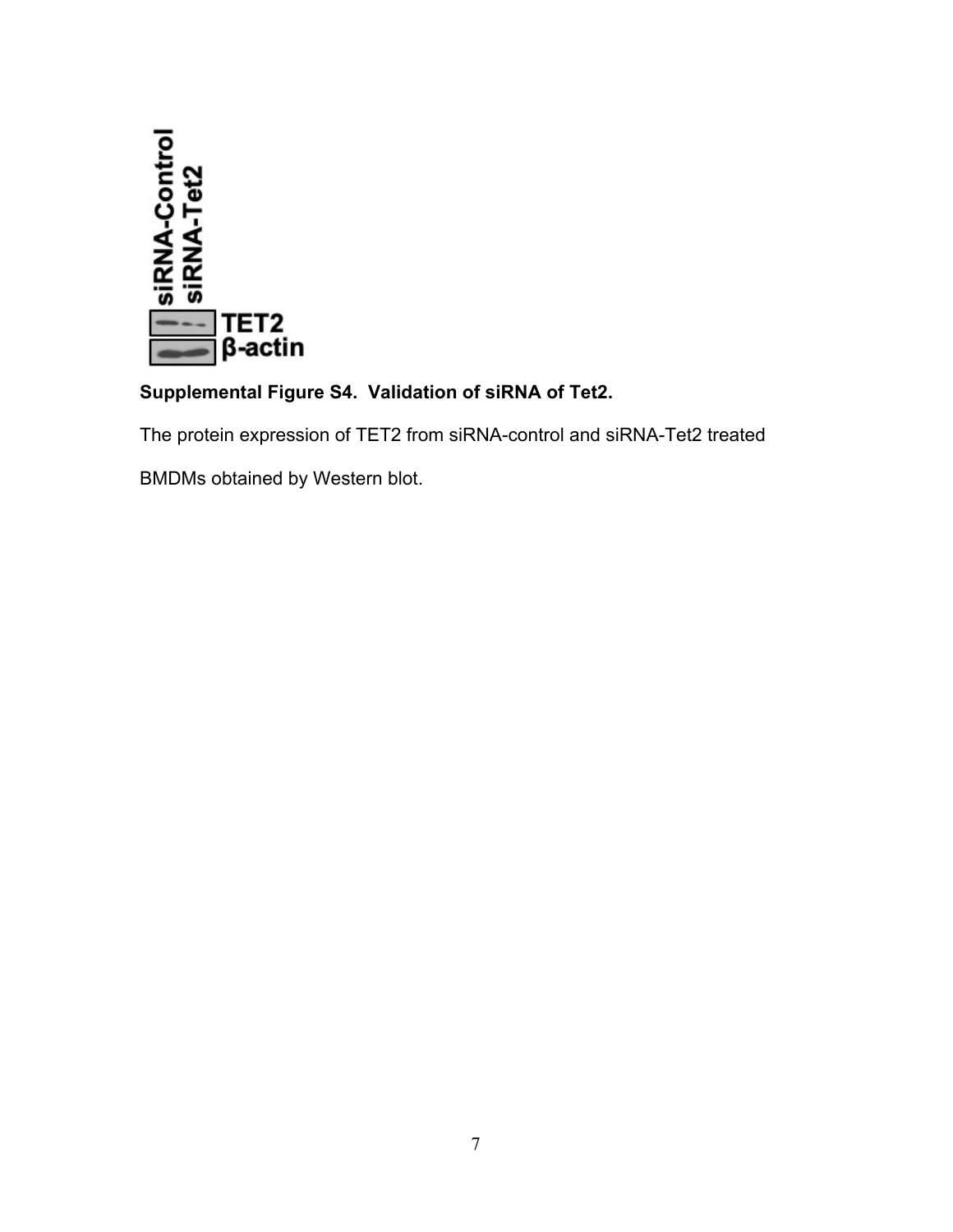**Supplemental Figure S4. Validation of siRNA of Tet2.**

The protein expression of TET2 from siRNA-control and siRNA-Tet2 treated BMDMs obtained by Western blot.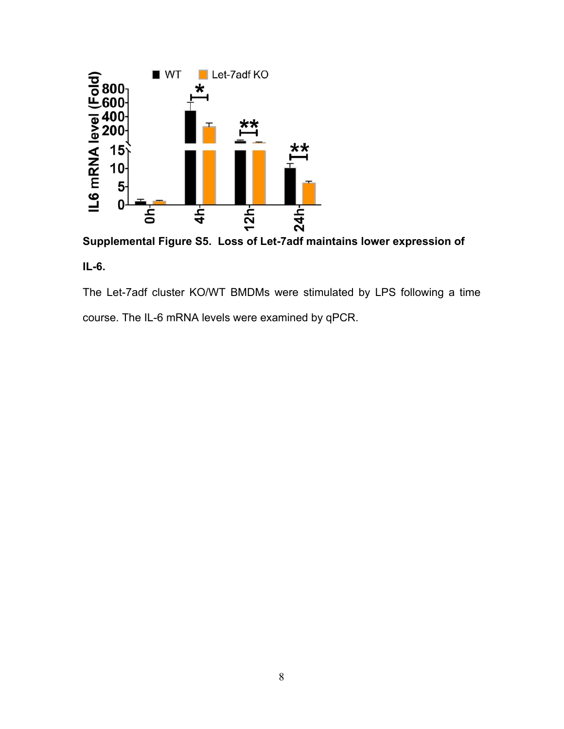**Supplemental Figure S5. Loss of Let-7adf maintains lower expression of IL-6.**

The Let-7adf cluster KO/WT BMDMs were stimulated by LPS following a time course. The IL-6 mRNA levels were examined by qPCR.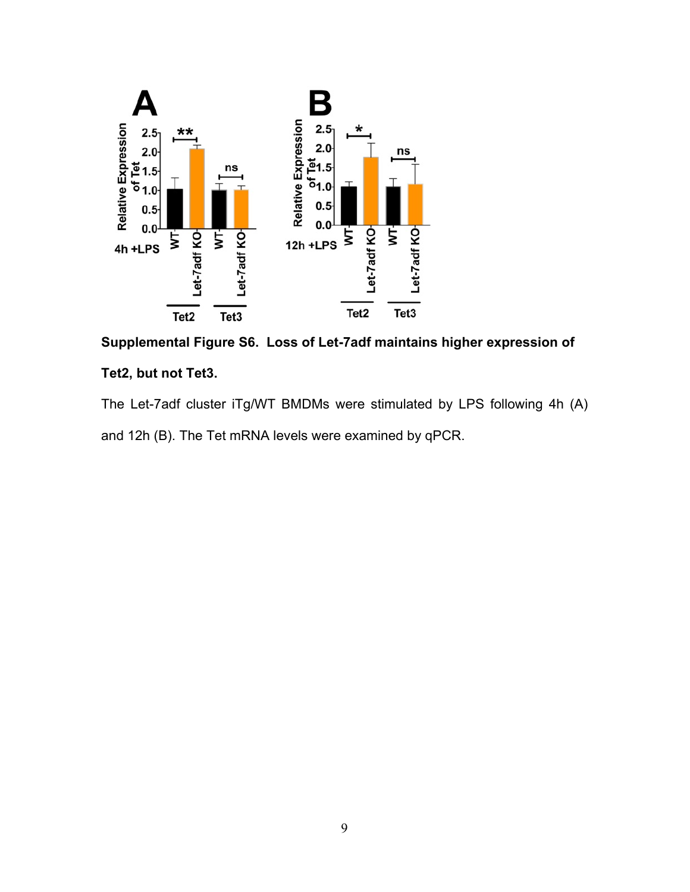**Supplemental Figure S6. Loss of Let-7adf maintains higher expression of Tet2, but not Tet3.**

The Let-7adf cluster iTg/WT BMDMs were stimulated by LPS following 4h (A) and 12h (B). The Tet mRNA levels were examined by qPCR.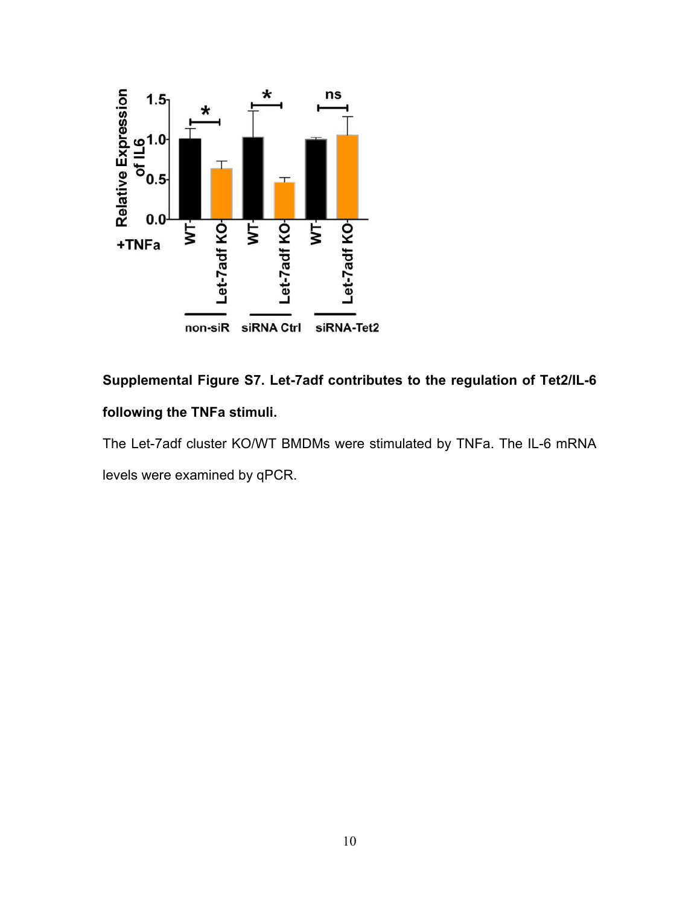**Supplemental Figure S7. Let-7adf contributes to the regulation of Tet2/IL-6 following the TNFa stimuli.**

The Let-7adf cluster KO/WT BMDMs were stimulated by TNFa. The IL-6 mRNA levels were examined by qPCR.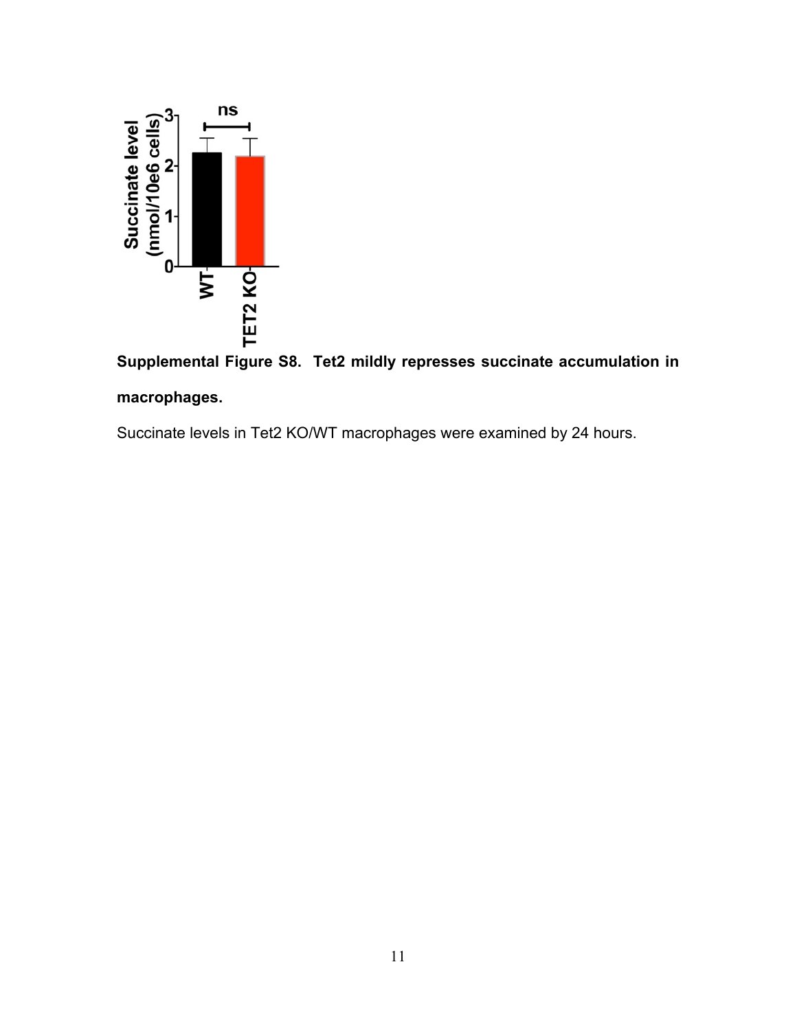**Supplemental Figure S8. Tet2 mildly represses succinate accumulation in macrophages.**

Succinate levels in Tet2 KO/WT macrophages were examined by 24 hours.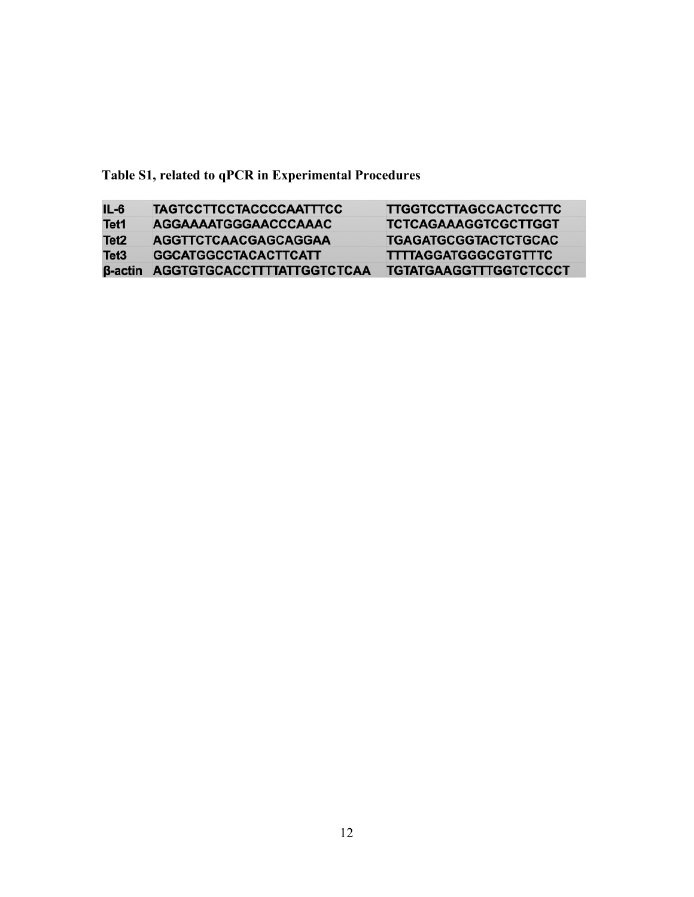**Table S1, related to qPCR in Experimental Procedures**

| | | |
|---|---|---|
| **IL-6** | **TAGTCCTTCCTACCCCAATTTCC** | **TTGGTCCTTAGCCACTCCTTC** |
| **Tet1** | **AGGAAAATGGGAACCCAAAC** | **TCTCAGAAAGGTCGCTTGGT** |
| **Tet2** | **AGGTTCTCAACGAGCAGGAA** | **TGAGATGCGGTACTCTGCAC** |
| **Tet3** | **GGCATGGCCTACACTTCATT** | **TTTTAGGATGGGCGTGTTTC** |
| **β-actin** | **AGGTGTGCACCTTTTATTGGTCTCAA** | **TGTATGAAGGTTTGGTCTCCCT** |